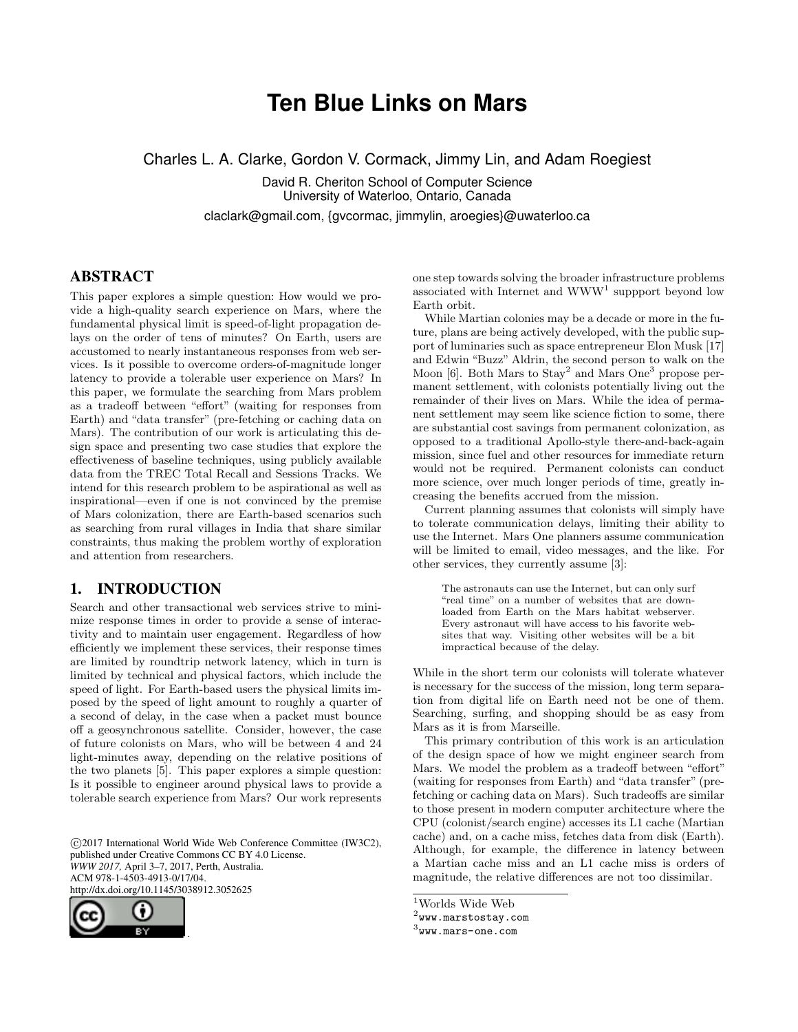# Ten Blue Links on Mars

Charles L. A. Clarke, Gordon V. Cormack, Jimmy Lin, and Adam Roegiest

David R. Cheriton School of Computer Science
University of Waterloo, Ontario, Canada

claclark@gmail.com, {gvcormac, jimmylin, aroegies}@uwaterloo.ca

## ABSTRACT

This paper explores a simple question: How would we provide a high-quality search experience on Mars, where the fundamental physical limit is speed-of-light propagation delays on the order of tens of minutes? On Earth, users are accustomed to nearly instantaneous responses from web services. Is it possible to overcome orders-of-magnitude longer latency to provide a tolerable user experience on Mars? In this paper, we formulate the searching from Mars problem as a tradeoff between "effort" (waiting for responses from Earth) and "data transfer" (pre-fetching or caching data on Mars). The contribution of our work is articulating this design space and presenting two case studies that explore the effectiveness of baseline techniques, using publicly available data from the TREC Total Recall and Sessions Tracks. We intend for this research problem to be aspirational as well as inspirational—even if one is not convinced by the premise of Mars colonization, there are Earth-based scenarios such as searching from rural villages in India that share similar constraints, thus making the problem worthy of exploration and attention from researchers.

## 1. INTRODUCTION

Search and other transactional web services strive to minimize response times in order to provide a sense of interactivity and to maintain user engagement. Regardless of how efficiently we implement these services, their response times are limited by roundtrip network latency, which in turn is limited by technical and physical factors, which include the speed of light. For Earth-based users the physical limits imposed by the speed of light amount to roughly a quarter of a second of delay, in the case when a packet must bounce off a geosynchronous satellite. Consider, however, the case of future colonists on Mars, who will be between 4 and 24 light-minutes away, depending on the relative positions of the two planets [5]. This paper explores a simple question: Is it possible to engineer around physical laws to provide a tolerable search experience from Mars? Our work represents one step towards solving the broader infrastructure problems associated with Internet and WWW[1] suppport beyond low Earth orbit.

While Martian colonies may be a decade or more in the future, plans are being actively developed, with the public support of luminaries such as space entrepreneur Elon Musk [17] and Edwin "Buzz" Aldrin, the second person to walk on the Moon [6]. Both Mars to Stay[2] and Mars One[3] propose permanent settlement, with colonists potentially living out the remainder of their lives on Mars. While the idea of permanent settlement may seem like science fiction to some, there are substantial cost savings from permanent colonization, as opposed to a traditional Apollo-style there-and-back-again mission, since fuel and other resources for immediate return would not be required. Permanent colonists can conduct more science, over much longer periods of time, greatly increasing the benefits accrued from the mission.

Current planning assumes that colonists will simply have to tolerate communication delays, limiting their ability to use the Internet. Mars One planners assume communication will be limited to email, video messages, and the like. For other services, they currently assume [3]:

> The astronauts can use the Internet, but can only surf "real time" on a number of websites that are downloaded from Earth on the Mars habitat webserver. Every astronaut will have access to his favorite websites that way. Visiting other websites will be a bit impractical because of the delay.

While in the short term our colonists will tolerate whatever is necessary for the success of the mission, long term separation from digital life on Earth need not be one of them. Searching, surfing, and shopping should be as easy from Mars as it is from Marseille.

This primary contribution of this work is an articulation of the design space of how we might engineer search from Mars. We model the problem as a tradeoff between "effort" (waiting for responses from Earth) and "data transfer" (prefetching or caching data on Mars). Such tradeoffs are similar to those present in modern computer architecture where the CPU (colonist/search engine) accesses its L1 cache (Martian cache) and, on a cache miss, fetches data from disk (Earth). Although, for example, the difference in latency between a Martian cache miss and an L1 cache miss is orders of magnitude, the relative differences are not too dissimilar.

[1] Worlds Wide Web

[2] www.marstostay.com

[3] www.mars-one.com

©2017 International World Wide Web Conference Committee (IW3C2), published under Creative Commons CC BY 4.0 License.
*WWW 2017,* April 3–7, 2017, Perth, Australia.
ACM 978-1-4503-4913-0/17/04.
http://dx.doi.org/10.1145/3038912.3052625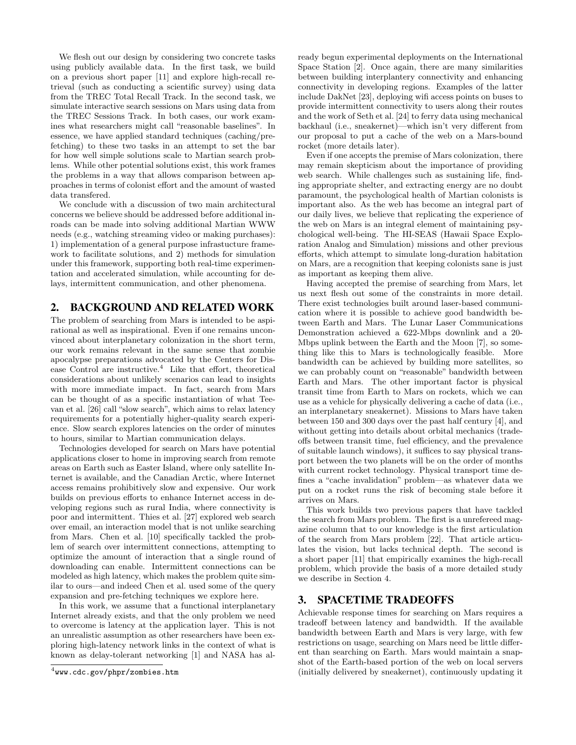We flesh out our design by considering two concrete tasks using publicly available data. In the first task, we build on a previous short paper [11] and explore high-recall retrieval (such as conducting a scientific survey) using data from the TREC Total Recall Track. In the second task, we simulate interactive search sessions on Mars using data from the TREC Sessions Track. In both cases, our work examines what researchers might call "reasonable baselines". In essence, we have applied standard techniques (caching/prefetching) to these two tasks in an attempt to set the bar for how well simple solutions scale to Martian search problems. While other potential solutions exist, this work frames the problems in a way that allows comparison between approaches in terms of colonist effort and the amount of wasted data transfered.

We conclude with a discussion of two main architectural concerns we believe should be addressed before additional inroads can be made into solving additional Martian WWW needs (e.g., watching streaming video or making purchases): 1) implementation of a general purpose infrastucture framework to facilitate solutions, and 2) methods for simulation under this framework, supporting both real-time experimentation and accelerated simulation, while accounting for delays, intermittent communication, and other phenomena.

## 2. BACKGROUND AND RELATED WORK

The problem of searching from Mars is intended to be aspirational as well as inspirational. Even if one remains unconvinced about interplanetary colonization in the short term, our work remains relevant in the same sense that zombie apocalypse preparations advocated by the Centers for Disease Control are instructive.[4] Like that effort, theoretical considerations about unlikely scenarios can lead to insights with more immediate impact. In fact, search from Mars can be thought of as a specific instantiation of what Teevan et al. [26] call "slow search", which aims to relax latency requirements for a potentially higher-quality search experience. Slow search explores latencies on the order of minutes to hours, similar to Martian communication delays.

Technologies developed for search on Mars have potential applications closer to home in improving search from remote areas on Earth such as Easter Island, where only satellite Internet is available, and the Canadian Arctic, where Internet access remains prohibitively slow and expensive. Our work builds on previous efforts to enhance Internet access in developing regions such as rural India, where connectivity is poor and intermittent. Thies et al. [27] explored web search over email, an interaction model that is not unlike searching from Mars. Chen et al. [10] specifically tackled the problem of search over intermittent connections, attempting to optimize the amount of interaction that a single round of downloading can enable. Intermittent connections can be modeled as high latency, which makes the problem quite similar to ours—and indeed Chen et al. used some of the query expansion and pre-fetching techniques we explore here.

In this work, we assume that a functional interplanetary Internet already exists, and that the only problem we need to overcome is latency at the application layer. This is not an unrealistic assumption as other researchers have been exploring high-latency network links in the context of what is known as delay-tolerant networking [1] and NASA has already begun experimental deployments on the International Space Station [2]. Once again, there are many similarities between building interplantery connectivity and enhancing connectivity in developing regions. Examples of the latter include DakNet [23], deploying wifi access points on buses to provide intermittent connectivity to users along their routes and the work of Seth et al. [24] to ferry data using mechanical backhaul (i.e., sneakernet)—which isn't very different from our proposal to put a cache of the web on a Mars-bound rocket (more details later).

Even if one accepts the premise of Mars colonization, there may remain skepticism about the importance of providing web search. While challenges such as sustaining life, finding appropriate shelter, and extracting energy are no doubt paramount, the psychological health of Martian colonists is important also. As the web has become an integral part of our daily lives, we believe that replicating the experience of the web on Mars is an integral element of maintaining psychological well-being. The HI-SEAS (Hawaii Space Exploration Analog and Simulation) missions and other previous efforts, which attempt to simulate long-duration habitation on Mars, are a recognition that keeping colonists sane is just as important as keeping them alive.

Having accepted the premise of searching from Mars, let us next flesh out some of the constraints in more detail. There exist technologies built around laser-based communication where it is possible to achieve good bandwidth between Earth and Mars. The Lunar Laser Communications Demonstration achieved a 622-Mbps downlink and a 20-Mbps uplink between the Earth and the Moon [7], so something like this to Mars is technologically feasible. More bandwidth can be achieved by building more satellites, so we can probably count on "reasonable" bandwidth between Earth and Mars. The other important factor is physical transit time from Earth to Mars on rockets, which we can use as a vehicle for physically delivering a cache of data (i.e., an interplanetary sneakernet). Missions to Mars have taken between 150 and 300 days over the past half century [4], and without getting into details about orbital mechanics (tradeoffs between transit time, fuel efficiency, and the prevalence of suitable launch windows), it suffices to say physical transport between the two planets will be on the order of months with current rocket technology. Physical transport time defines a "cache invalidation" problem—as whatever data we put on a rocket runs the risk of becoming stale before it arrives on Mars.

This work builds two previous papers that have tackled the search from Mars problem. The first is a unrefereed magazine column that to our knowledge is the first articulation of the search from Mars problem [22]. That article articulates the vision, but lacks technical depth. The second is a short paper [11] that empirically examines the high-recall problem, which provide the basis of a more detailed study we describe in Section 4.

## 3. SPACETIME TRADEOFFS

Achievable response times for searching on Mars requires a tradeoff between latency and bandwidth. If the available bandwidth between Earth and Mars is very large, with few restrictions on usage, searching on Mars need be little different than searching on Earth. Mars would maintain a snapshot of the Earth-based portion of the web on local servers (initially delivered by sneakernet), continuously updating it

[4] www.cdc.gov/phpr/zombies.htm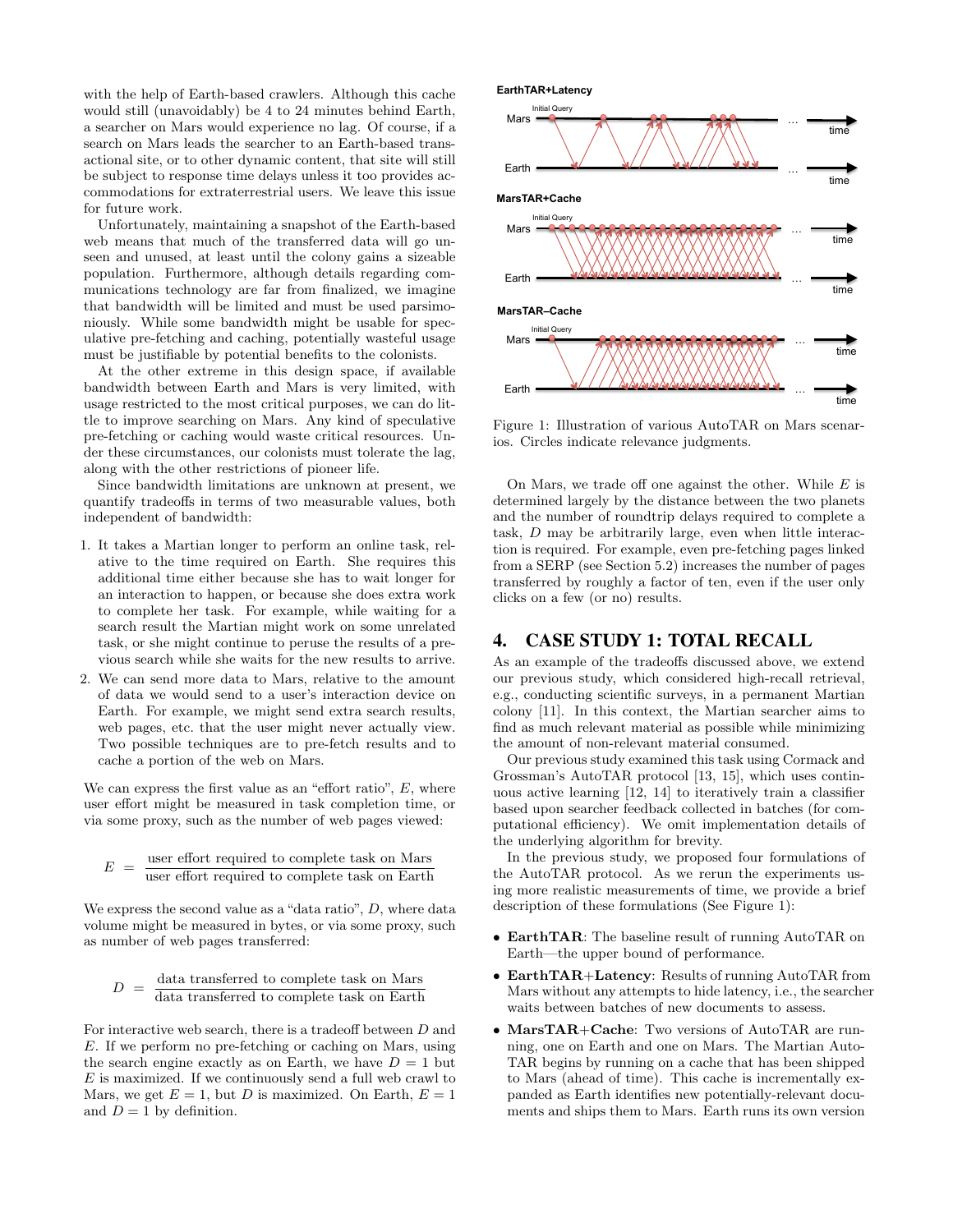with the help of Earth-based crawlers. Although this cache would still (unavoidably) be 4 to 24 minutes behind Earth, a searcher on Mars would experience no lag. Of course, if a search on Mars leads the searcher to an Earth-based transactional site, or to other dynamic content, that site will still be subject to response time delays unless it too provides accommodations for extraterrestrial users. We leave this issue for future work.

Unfortunately, maintaining a snapshot of the Earth-based web means that much of the transferred data will go unseen and unused, at least until the colony gains a sizeable population. Furthermore, although details regarding communications technology are far from finalized, we imagine that bandwidth will be limited and must be used parsimoniously. While some bandwidth might be usable for speculative pre-fetching and caching, potentially wasteful usage must be justifiable by potential benefits to the colonists.

At the other extreme in this design space, if available bandwidth between Earth and Mars is very limited, with usage restricted to the most critical purposes, we can do little to improve searching on Mars. Any kind of speculative pre-fetching or caching would waste critical resources. Under these circumstances, our colonists must tolerate the lag, along with the other restrictions of pioneer life.

Since bandwidth limitations are unknown at present, we quantify tradeoffs in terms of two measurable values, both independent of bandwidth:

1. It takes a Martian longer to perform an online task, relative to the time required on Earth. She requires this additional time either because she has to wait longer for an interaction to happen, or because she does extra work to complete her task. For example, while waiting for a search result the Martian might work on some unrelated task, or she might continue to peruse the results of a previous search while she waits for the new results to arrive.
2. We can send more data to Mars, relative to the amount of data we would send to a user's interaction device on Earth. For example, we might send extra search results, web pages, etc. that the user might never actually view. Two possible techniques are to pre-fetch results and to cache a portion of the web on Mars.

We can express the first value as an "effort ratio", $E$, where user effort might be measured in task completion time, or via some proxy, such as the number of web pages viewed:

$$E = \frac{\text{user effort required to complete task on Mars}}{\text{user effort required to complete task on Earth}}$$

We express the second value as a "data ratio", $D$, where data volume might be measured in bytes, or via some proxy, such as number of web pages transferred:

$$D = \frac{\text{data transferred to complete task on Mars}}{\text{data transferred to complete task on Earth}}$$

For interactive web search, there is a tradeoff between $D$ and $E$. If we perform no pre-fetching or caching on Mars, using the search engine exactly as on Earth, we have $D = 1$ but $E$ is maximized. If we continuously send a full web crawl to Mars, we get $E = 1$, but $D$ is maximized. On Earth, $E = 1$ and $D = 1$ by definition.

EarthTAR+Latency

Initial Query

Mars

Earth

time

time

MarsTAR+Cache

Initial Query

Mars

Earth

time

time

MarsTAR–Cache

Initial Query

Mars

Earth

time

time

Figure 1: Illustration of various AutoTAR on Mars scenarios. Circles indicate relevance judgments.

On Mars, we trade off one against the other. While $E$ is determined largely by the distance between the two planets and the number of roundtrip delays required to complete a task, $D$ may be arbitrarily large, even when little interaction is required. For example, even pre-fetching pages linked from a SERP (see Section 5.2) increases the number of pages transferred by roughly a factor of ten, even if the user only clicks on a few (or no) results.

## 4. CASE STUDY 1: TOTAL RECALL

As an example of the tradeoffs discussed above, we extend our previous study, which considered high-recall retrieval, e.g., conducting scientific surveys, in a permanent Martian colony [11]. In this context, the Martian searcher aims to find as much relevant material as possible while minimizing the amount of non-relevant material consumed.

Our previous study examined this task using Cormack and Grossman's AutoTAR protocol [13, 15], which uses continuous active learning [12, 14] to iteratively train a classifier based upon searcher feedback collected in batches (for computational efficiency). We omit implementation details of the underlying algorithm for brevity.

In the previous study, we proposed four formulations of the AutoTAR protocol. As we rerun the experiments using more realistic measurements of time, we provide a brief description of these formulations (See Figure 1):

- **EarthTAR**: The baseline result of running AutoTAR on Earth—the upper bound of performance.
- **EarthTAR+Latency**: Results of running AutoTAR from Mars without any attempts to hide latency, i.e., the searcher waits between batches of new documents to assess.
- **MarsTAR+Cache**: Two versions of AutoTAR are running, one on Earth and one on Mars. The Martian AutoTAR begins by running on a cache that has been shipped to Mars (ahead of time). This cache is incrementally expanded as Earth identifies new potentially-relevant documents and ships them to Mars. Earth runs its own version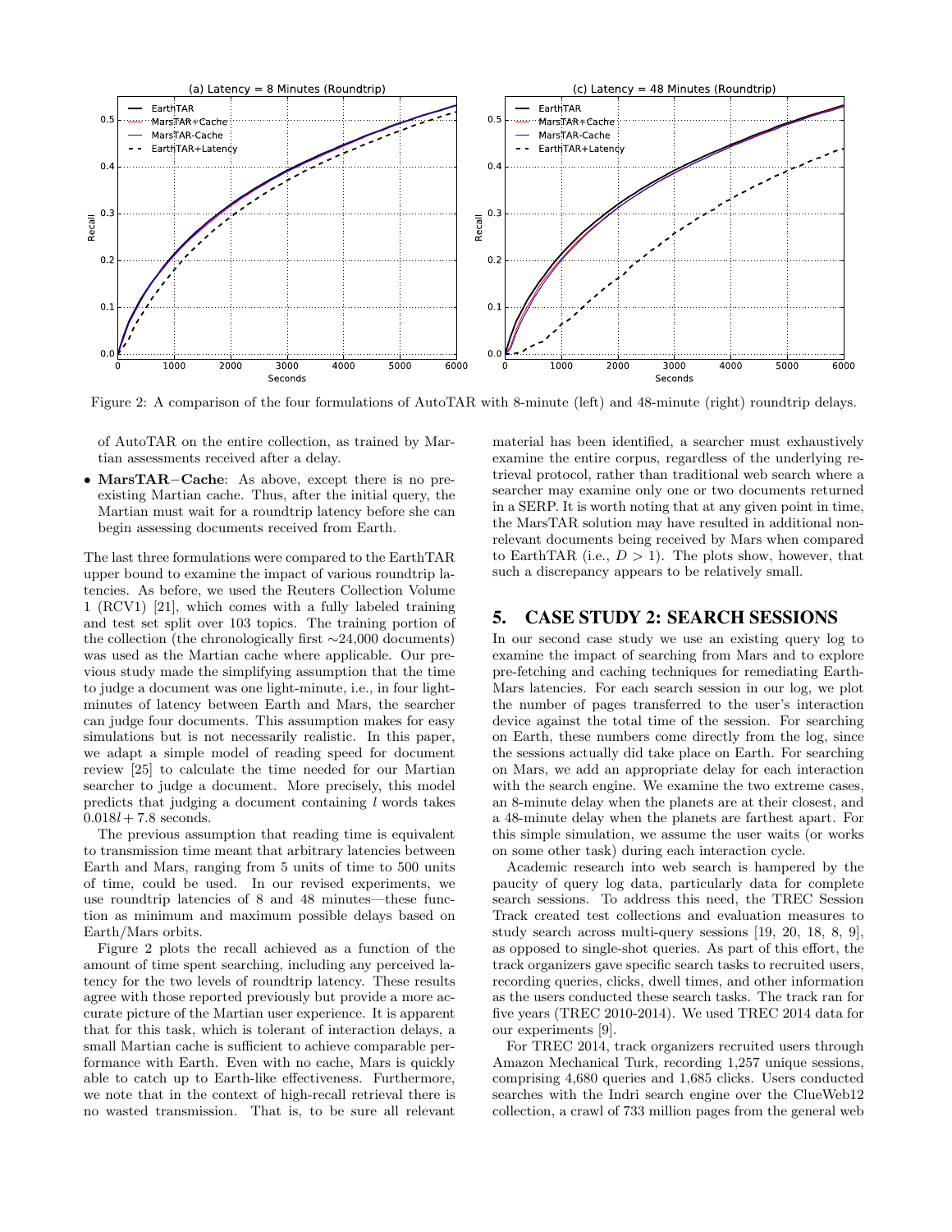Figure 2: A comparison of the four formulations of AutoTAR with 8-minute (left) and 48-minute (right) roundtrip delays.

of AutoTAR on the entire collection, as trained by Martian assessments received after a delay.

- **MarsTAR−Cache**: As above, except there is no preexisting Martian cache. Thus, after the initial query, the Martian must wait for a roundtrip latency before she can begin assessing documents received from Earth.

The last three formulations were compared to the EarthTAR upper bound to examine the impact of various roundtrip latencies. As before, we used the Reuters Collection Volume 1 (RCV1) [21], which comes with a fully labeled training and test set split over 103 topics. The training portion of the collection (the chronologically first ∼24,000 documents) was used as the Martian cache where applicable. Our previous study made the simplifying assumption that the time to judge a document was one light-minute, i.e., in four light-minutes of latency between Earth and Mars, the searcher can judge four documents. This assumption makes for easy simulations but is not necessarily realistic. In this paper, we adapt a simple model of reading speed for document review [25] to calculate the time needed for our Martian searcher to judge a document. More precisely, this model predicts that judging a document containing $l$ words takes $0.018l + 7.8$ seconds.

The previous assumption that reading time is equivalent to transmission time meant that arbitrary latencies between Earth and Mars, ranging from 5 units of time to 500 units of time, could be used. In our revised experiments, we use roundtrip latencies of 8 and 48 minutes—these function as minimum and maximum possible delays based on Earth/Mars orbits.

Figure 2 plots the recall achieved as a function of the amount of time spent searching, including any perceived latency for the two levels of roundtrip latency. These results agree with those reported previously but provide a more accurate picture of the Martian user experience. It is apparent that for this task, which is tolerant of interaction delays, a small Martian cache is sufficient to achieve comparable performance with Earth. Even with no cache, Mars is quickly able to catch up to Earth-like effectiveness. Furthermore, we note that in the context of high-recall retrieval there is no wasted transmission. That is, to be sure all relevant material has been identified, a searcher must exhaustively examine the entire corpus, regardless of the underlying retrieval protocol, rather than traditional web search where a searcher may examine only one or two documents returned in a SERP. It is worth noting that at any given point in time, the MarsTAR solution may have resulted in additional non-relevant documents being received by Mars when compared to EarthTAR (i.e., $D > 1$). The plots show, however, that such a discrepancy appears to be relatively small.

## 5. CASE STUDY 2: SEARCH SESSIONS

In our second case study we use an existing query log to examine the impact of searching from Mars and to explore pre-fetching and caching techniques for remediating Earth-Mars latencies. For each search session in our log, we plot the number of pages transferred to the user's interaction device against the total time of the session. For searching on Earth, these numbers come directly from the log, since the sessions actually did take place on Earth. For searching on Mars, we add an appropriate delay for each interaction with the search engine. We examine the two extreme cases, an 8-minute delay when the planets are at their closest, and a 48-minute delay when the planets are farthest apart. For this simple simulation, we assume the user waits (or works on some other task) during each interaction cycle.

Academic research into web search is hampered by the paucity of query log data, particularly data for complete search sessions. To address this need, the TREC Session Track created test collections and evaluation measures to study search across multi-query sessions [19, 20, 18, 8, 9], as opposed to single-shot queries. As part of this effort, the track organizers gave specific search tasks to recruited users, recording queries, clicks, dwell times, and other information as the users conducted these search tasks. The track ran for five years (TREC 2010-2014). We used TREC 2014 data for our experiments [9].

For TREC 2014, track organizers recruited users through Amazon Mechanical Turk, recording 1,257 unique sessions, comprising 4,680 queries and 1,685 clicks. Users conducted searches with the Indri search engine over the ClueWeb12 collection, a crawl of 733 million pages from the general web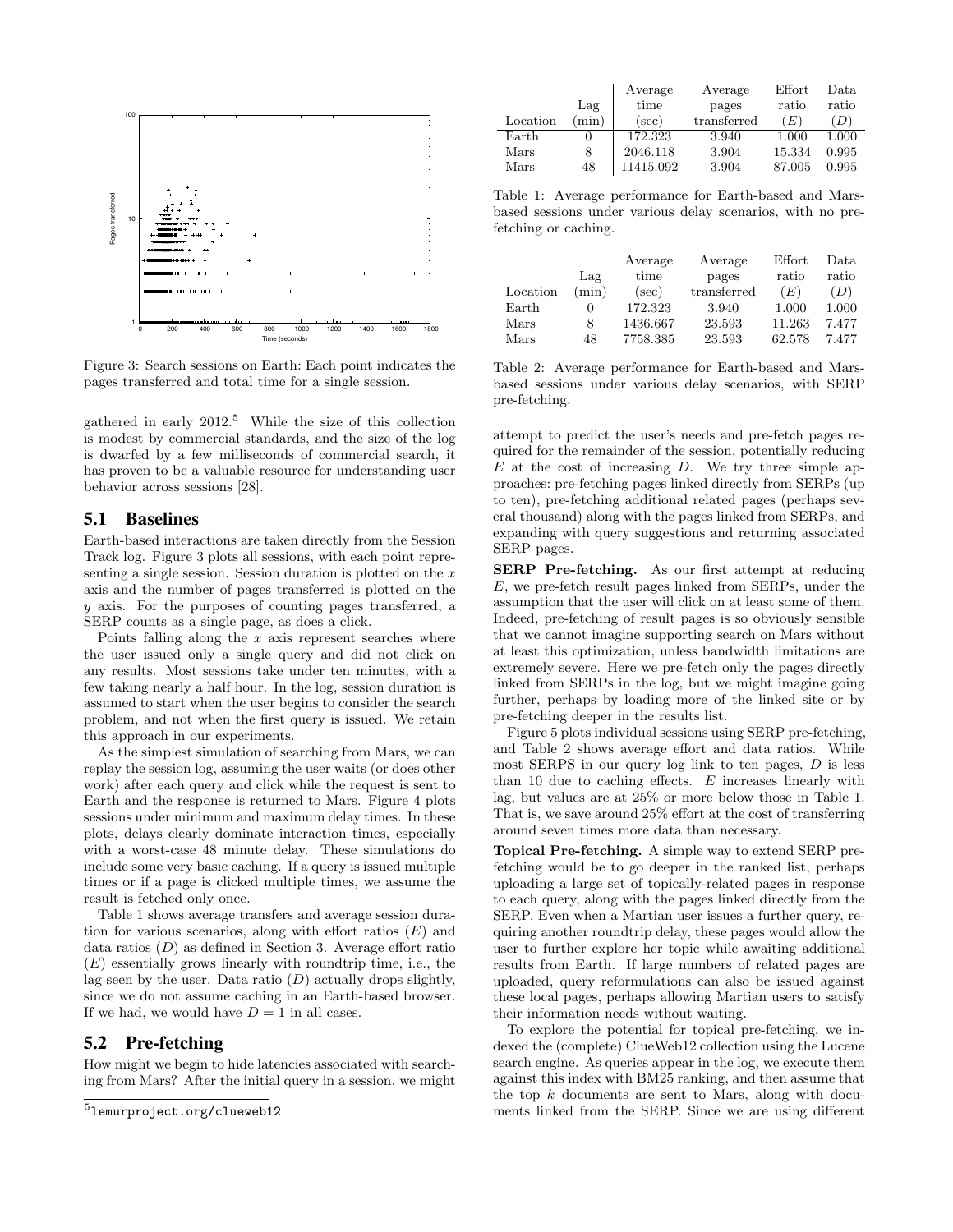Figure 3: Search sessions on Earth: Each point indicates the pages transferred and total time for a single session.

gathered in early 2012.[5] While the size of this collection is modest by commercial standards, and the size of the log is dwarfed by a few milliseconds of commercial search, it has proven to be a valuable resource for understanding user behavior across sessions [28].

## 5.1 Baselines

Earth-based interactions are taken directly from the Session Track log. Figure 3 plots all sessions, with each point representing a single session. Session duration is plotted on the $x$ axis and the number of pages transferred is plotted on the $y$ axis. For the purposes of counting pages transferred, a SERP counts as a single page, as does a click.

Points falling along the $x$ axis represent searches where the user issued only a single query and did not click on any results. Most sessions take under ten minutes, with a few taking nearly a half hour. In the log, session duration is assumed to start when the user begins to consider the search problem, and not when the first query is issued. We retain this approach in our experiments.

As the simplest simulation of searching from Mars, we can replay the session log, assuming the user waits (or does other work) after each query and click while the request is sent to Earth and the response is returned to Mars. Figure 4 plots sessions under minimum and maximum delay times. In these plots, delays clearly dominate interaction times, especially with a worst-case 48 minute delay. These simulations do include some very basic caching. If a query is issued multiple times or if a page is clicked multiple times, we assume the result is fetched only once.

Table 1 shows average transfers and average session duration for various scenarios, along with effort ratios ($E$) and data ratios ($D$) as defined in Section 3. Average effort ratio ($E$) essentially grows linearly with roundtrip time, i.e., the lag seen by the user. Data ratio ($D$) actually drops slightly, since we do not assume caching in an Earth-based browser. If we had, we would have $D = 1$ in all cases.

## 5.2 Pre-fetching

How might we begin to hide latencies associated with searching from Mars? After the initial query in a session, we might attempt to predict the user's needs and pre-fetch pages required for the remainder of the session, potentially reducing $E$ at the cost of increasing $D$. We try three simple approaches: pre-fetching pages linked directly from SERPs (up to ten), pre-fetching additional related pages (perhaps several thousand) along with the pages linked from SERPs, and expanding with query suggestions and returning associated SERP pages.

| Location | Lag (min) | Average time (sec) | Average pages transferred | Effort ratio ($E$) | Data ratio ($D$) |
|---|---|---|---|---|---|
| Earth | 0 | 172.323 | 3.940 | 1.000 | 1.000 |
| Mars | 8 | 2046.118 | 3.904 | 15.334 | 0.995 |
| Mars | 48 | 11415.092 | 3.904 | 87.005 | 0.995 |

Table 1: Average performance for Earth-based and Mars-based sessions under various delay scenarios, with no pre-fetching or caching.

| Location | Lag (min) | Average time (sec) | Average pages transferred | Effort ratio ($E$) | Data ratio ($D$) |
|---|---|---|---|---|---|
| Earth | 0 | 172.323 | 3.940 | 1.000 | 1.000 |
| Mars | 8 | 1436.667 | 23.593 | 11.263 | 7.477 |
| Mars | 48 | 7758.385 | 23.593 | 62.578 | 7.477 |

Table 2: Average performance for Earth-based and Mars-based sessions under various delay scenarios, with SERP pre-fetching.

**SERP Pre-fetching.** As our first attempt at reducing $E$, we pre-fetch result pages linked from SERPs, under the assumption that the user will click on at least some of them. Indeed, pre-fetching of result pages is so obviously sensible that we cannot imagine supporting search on Mars without at least this optimization, unless bandwidth limitations are extremely severe. Here we pre-fetch only the pages directly linked from SERPs in the log, but we might imagine going further, perhaps by loading more of the linked site or by pre-fetching deeper in the results list.

Figure 5 plots individual sessions using SERP pre-fetching, and Table 2 shows average effort and data ratios. While most SERPS in our query log link to ten pages, $D$ is less than 10 due to caching effects. $E$ increases linearly with lag, but values are at 25% or more below those in Table 1. That is, we save around 25% effort at the cost of transferring around seven times more data than necessary.

**Topical Pre-fetching.** A simple way to extend SERP pre-fetching would be to go deeper in the ranked list, perhaps uploading a large set of topically-related pages in response to each query, along with the pages linked directly from the SERP. Even when a Martian user issues a further query, requiring another roundtrip delay, these pages would allow the user to further explore her topic while awaiting additional results from Earth. If large numbers of related pages are uploaded, query reformulations can also be issued against these local pages, perhaps allowing Martian users to satisfy their information needs without waiting.

To explore the potential for topical pre-fetching, we indexed the (complete) ClueWeb12 collection using the Lucene search engine. As queries appear in the log, we execute them against this index with BM25 ranking, and then assume that the top $k$ documents are sent to Mars, along with documents linked from the SERP. Since we are using different

[5] lemurproject.org/clueweb12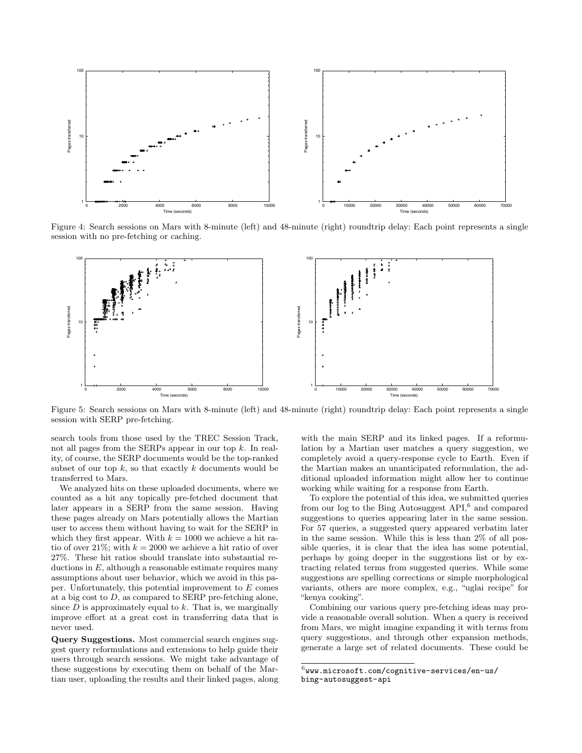Figure 4: Search sessions on Mars with 8-minute (left) and 48-minute (right) roundtrip delay: Each point represents a single session with no pre-fetching or caching.

Figure 5: Search sessions on Mars with 8-minute (left) and 48-minute (right) roundtrip delay: Each point represents a single session with SERP pre-fetching.

search tools from those used by the TREC Session Track, not all pages from the SERPs appear in our top $k$. In reality, of course, the SERP documents would be the top-ranked subset of our top $k$, so that exactly $k$ documents would be transferred to Mars.

We analyzed hits on these uploaded documents, where we counted as a hit any topically pre-fetched document that later appears in a SERP from the same session. Having these pages already on Mars potentially allows the Martian user to access them without having to wait for the SERP in which they first appear. With $k = 1000$ we achieve a hit ratio of over 21%; with $k = 2000$ we achieve a hit ratio of over 27%. These hit ratios should translate into substantial reductions in $E$, although a reasonable estimate requires many assumptions about user behavior, which we avoid in this paper. Unfortunately, this potential improvement to $E$ comes at a big cost to $D$, as compared to SERP pre-fetching alone, since $D$ is approximately equal to $k$. That is, we marginally improve effort at a great cost in transferring data that is never used.

**Query Suggestions.** Most commercial search engines suggest query reformulations and extensions to help guide their users through search sessions. We might take advantage of these suggestions by executing them on behalf of the Martian user, uploading the results and their linked pages, along with the main SERP and its linked pages. If a reformulation by a Martian user matches a query suggestion, we completely avoid a query-response cycle to Earth. Even if the Martian makes an unanticipated reformulation, the additional uploaded information might allow her to continue working while waiting for a response from Earth.

To explore the potential of this idea, we submitted queries from our log to the Bing Autosuggest API,[6] and compared suggestions to queries appearing later in the same session. For 57 queries, a suggested query appeared verbatim later in the same session. While this is less than 2% of all possible queries, it is clear that the idea has some potential, perhaps by going deeper in the suggestions list or by extracting related terms from suggested queries. While some suggestions are spelling corrections or simple morphological variants, others are more complex, e.g., "uglai recipe" for "kenya cooking".

Combining our various query pre-fetching ideas may provide a reasonable overall solution. When a query is received from Mars, we might imagine expanding it with terms from query suggestions, and through other expansion methods, generate a large set of related documents. These could be

[6] www.microsoft.com/cognitive-services/en-us/bing-autosuggest-api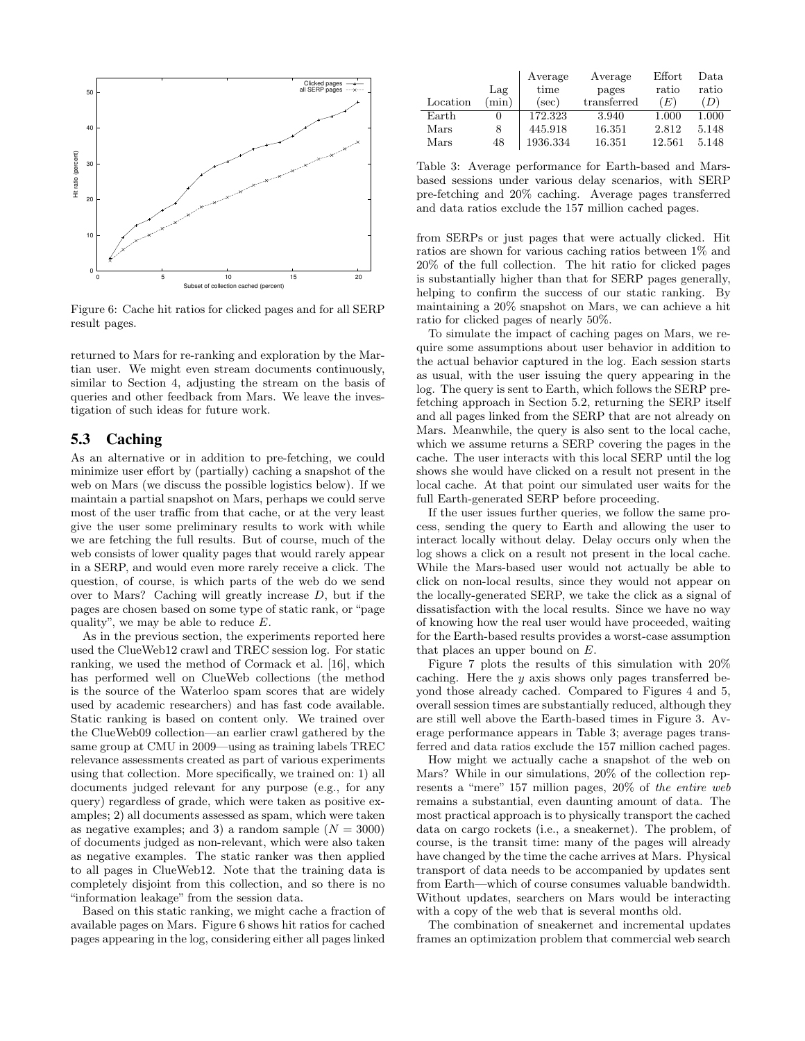Figure 6: Cache hit ratios for clicked pages and for all SERP result pages.

returned to Mars for re-ranking and exploration by the Martian user. We might even stream documents continuously, similar to Section 4, adjusting the stream on the basis of queries and other feedback from Mars. We leave the investigation of such ideas for future work.

## 5.3 Caching

As an alternative or in addition to pre-fetching, we could minimize user effort by (partially) caching a snapshot of the web on Mars (we discuss the possible logistics below). If we maintain a partial snapshot on Mars, perhaps we could serve most of the user traffic from that cache, or at the very least give the user some preliminary results to work with while we are fetching the full results. But of course, much of the web consists of lower quality pages that would rarely appear in a SERP, and would even more rarely receive a click. The question, of course, is which parts of the web do we send over to Mars? Caching will greatly increase $D$, but if the pages are chosen based on some type of static rank, or "page quality", we may be able to reduce $E$.

As in the previous section, the experiments reported here used the ClueWeb12 crawl and TREC session log. For static ranking, we used the method of Cormack et al. [16], which has performed well on ClueWeb collections (the method is the source of the Waterloo spam scores that are widely used by academic researchers) and has fast code available. Static ranking is based on content only. We trained over the ClueWeb09 collection—an earlier crawl gathered by the same group at CMU in 2009—using as training labels TREC relevance assessments created as part of various experiments using that collection. More specifically, we trained on: 1) all documents judged relevant for any purpose (e.g., for any query) regardless of grade, which were taken as positive examples; 2) all documents assessed as spam, which were taken as negative examples; and 3) a random sample ($N = 3000$) of documents judged as non-relevant, which were also taken as negative examples. The static ranker was then applied to all pages in ClueWeb12. Note that the training data is completely disjoint from this collection, and so there is no "information leakage" from the session data.

Based on this static ranking, we might cache a fraction of available pages on Mars. Figure 6 shows hit ratios for cached pages appearing in the log, considering either all pages linked from SERPs or just pages that were actually clicked. Hit ratios are shown for various caching ratios between 1% and 20% of the full collection. The hit ratio for clicked pages is substantially higher than that for SERP pages generally, helping to confirm the success of our static ranking. By maintaining a 20% snapshot on Mars, we can achieve a hit ratio for clicked pages of nearly 50%.

| Location | Lag (min) | Average time (sec) | Average pages transferred | Effort ratio ($E$) | Data ratio ($D$) |
|---|---|---|---|---|---|
| Earth | 0 | 172.323 | 3.940 | 1.000 | 1.000 |
| Mars | 8 | 445.918 | 16.351 | 2.812 | 5.148 |
| Mars | 48 | 1936.334 | 16.351 | 12.561 | 5.148 |

Table 3: Average performance for Earth-based and Mars-based sessions under various delay scenarios, with SERP pre-fetching and 20% caching. Average pages transferred and data ratios exclude the 157 million cached pages.

To simulate the impact of caching pages on Mars, we require some assumptions about user behavior in addition to the actual behavior captured in the log. Each session starts as usual, with the user issuing the query appearing in the log. The query is sent to Earth, which follows the SERP pre-fetching approach in Section 5.2, returning the SERP itself and all pages linked from the SERP that are not already on Mars. Meanwhile, the query is also sent to the local cache, which we assume returns a SERP covering the pages in the cache. The user interacts with this local SERP until the log shows she would have clicked on a result not present in the local cache. At that point our simulated user waits for the full Earth-generated SERP before proceeding.

If the user issues further queries, we follow the same process, sending the query to Earth and allowing the user to interact locally without delay. Delay occurs only when the log shows a click on a result not present in the local cache. While the Mars-based user would not actually be able to click on non-local results, since they would not appear on the locally-generated SERP, we take the click as a signal of dissatisfaction with the local results. Since we have no way of knowing how the real user would have proceeded, waiting for the Earth-based results provides a worst-case assumption that places an upper bound on $E$.

Figure 7 plots the results of this simulation with 20% caching. Here the $y$ axis shows only pages transferred beyond those already cached. Compared to Figures 4 and 5, overall session times are substantially reduced, although they are still well above the Earth-based times in Figure 3. Average performance appears in Table 3; average pages transferred and data ratios exclude the 157 million cached pages.

How might we actually cache a snapshot of the web on Mars? While in our simulations, 20% of the collection represents a "mere" 157 million pages, 20% of *the entire web* remains a substantial, even daunting amount of data. The most practical approach is to physically transport the cached data on cargo rockets (i.e., a sneakernet). The problem, of course, is the transit time: many of the pages will already have changed by the time the cache arrives at Mars. Physical transport of data needs to be accompanied by updates sent from Earth—which of course consumes valuable bandwidth. Without updates, searchers on Mars would be interacting with a copy of the web that is several months old.

The combination of sneakernet and incremental updates frames an optimization problem that commercial web search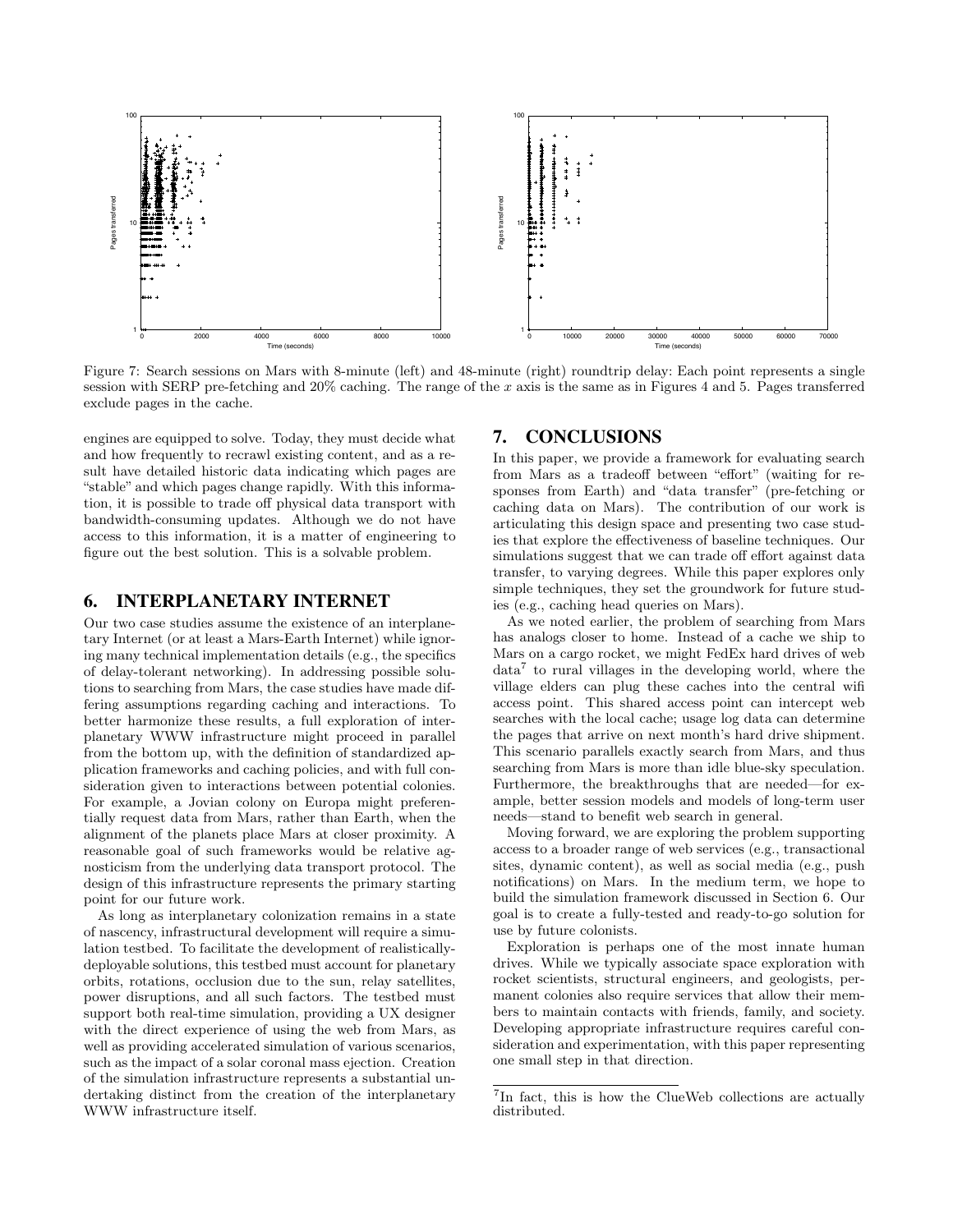100

10

1

Pages transferred

0 2000 4000 6000 8000 10000

Time (seconds)

100

10

1

Pages transferred

0 10000 20000 30000 40000 50000 60000 70000

Time (seconds)

Figure 7: Search sessions on Mars with 8-minute (left) and 48-minute (right) roundtrip delay: Each point represents a single session with SERP pre-fetching and 20% caching. The range of the $x$ axis is the same as in Figures 4 and 5. Pages transferred exclude pages in the cache.

engines are equipped to solve. Today, they must decide what and how frequently to recrawl existing content, and as a result have detailed historic data indicating which pages are "stable" and which pages change rapidly. With this information, it is possible to trade off physical data transport with bandwidth-consuming updates. Although we do not have access to this information, it is a matter of engineering to figure out the best solution. This is a solvable problem.

## 6. INTERPLANETARY INTERNET

Our two case studies assume the existence of an interplanetary Internet (or at least a Mars-Earth Internet) while ignoring many technical implementation details (e.g., the specifics of delay-tolerant networking). In addressing possible solutions to searching from Mars, the case studies have made differing assumptions regarding caching and interactions. To better harmonize these results, a full exploration of interplanetary WWW infrastructure might proceed in parallel from the bottom up, with the definition of standardized application frameworks and caching policies, and with full consideration given to interactions between potential colonies. For example, a Jovian colony on Europa might preferentially request data from Mars, rather than Earth, when the alignment of the planets place Mars at closer proximity. A reasonable goal of such frameworks would be relative agnosticism from the underlying data transport protocol. The design of this infrastructure represents the primary starting point for our future work.

As long as interplanetary colonization remains in a state of nascency, infrastructural development will require a simulation testbed. To facilitate the development of realistically-deployable solutions, this testbed must account for planetary orbits, rotations, occlusion due to the sun, relay satellites, power disruptions, and all such factors. The testbed must support both real-time simulation, providing a UX designer with the direct experience of using the web from Mars, as well as providing accelerated simulation of various scenarios, such as the impact of a solar coronal mass ejection. Creation of the simulation infrastructure represents a substantial undertaking distinct from the creation of the interplanetary WWW infrastructure itself.

## 7. CONCLUSIONS

In this paper, we provide a framework for evaluating search from Mars as a tradeoff between "effort" (waiting for responses from Earth) and "data transfer" (pre-fetching or caching data on Mars). The contribution of our work is articulating this design space and presenting two case studies that explore the effectiveness of baseline techniques. Our simulations suggest that we can trade off effort against data transfer, to varying degrees. While this paper explores only simple techniques, they set the groundwork for future studies (e.g., caching head queries on Mars).

As we noted earlier, the problem of searching from Mars has analogs closer to home. Instead of a cache we ship to Mars on a cargo rocket, we might FedEx hard drives of web data[7] to rural villages in the developing world, where the village elders can plug these caches into the central wifi access point. This shared access point can intercept web searches with the local cache; usage log data can determine the pages that arrive on next month's hard drive shipment. This scenario parallels exactly search from Mars, and thus searching from Mars is more than idle blue-sky speculation. Furthermore, the breakthroughs that are needed—for example, better session models and models of long-term user needs—stand to benefit web search in general.

Moving forward, we are exploring the problem supporting access to a broader range of web services (e.g., transactional sites, dynamic content), as well as social media (e.g., push notifications) on Mars. In the medium term, we hope to build the simulation framework discussed in Section 6. Our goal is to create a fully-tested and ready-to-go solution for use by future colonists.

Exploration is perhaps one of the most innate human drives. While we typically associate space exploration with rocket scientists, structural engineers, and geologists, permanent colonies also require services that allow their members to maintain contacts with friends, family, and society. Developing appropriate infrastructure requires careful consideration and experimentation, with this paper representing one small step in that direction.

[7] In fact, this is how the ClueWeb collections are actually distributed.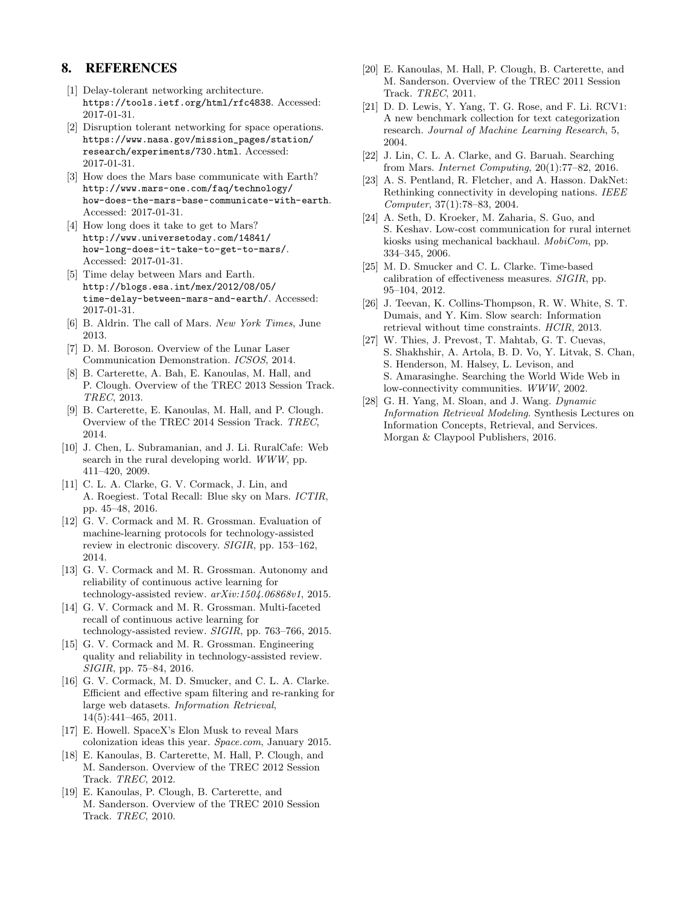## 8. REFERENCES

[1] Delay-tolerant networking architecture. https://tools.ietf.org/html/rfc4838. Accessed: 2017-01-31.

[2] Disruption tolerant networking for space operations. https://www.nasa.gov/mission_pages/station/research/experiments/730.html. Accessed: 2017-01-31.

[3] How does the Mars base communicate with Earth? http://www.mars-one.com/faq/technology/how-does-the-mars-base-communicate-with-earth. Accessed: 2017-01-31.

[4] How long does it take to get to Mars? http://www.universetoday.com/14841/how-long-does-it-take-to-get-to-mars/. Accessed: 2017-01-31.

[5] Time delay between Mars and Earth. http://blogs.esa.int/mex/2012/08/05/time-delay-between-mars-and-earth/. Accessed: 2017-01-31.

[6] B. Aldrin. The call of Mars. *New York Times*, June 2013.

[7] D. M. Boroson. Overview of the Lunar Laser Communication Demonstration. *ICSOS*, 2014.

[8] B. Carterette, A. Bah, E. Kanoulas, M. Hall, and P. Clough. Overview of the TREC 2013 Session Track. *TREC*, 2013.

[9] B. Carterette, E. Kanoulas, M. Hall, and P. Clough. Overview of the TREC 2014 Session Track. *TREC*, 2014.

[10] J. Chen, L. Subramanian, and J. Li. RuralCafe: Web search in the rural developing world. *WWW*, pp. 411–420, 2009.

[11] C. L. A. Clarke, G. V. Cormack, J. Lin, and A. Roegiest. Total Recall: Blue sky on Mars. *ICTIR*, pp. 45–48, 2016.

[12] G. V. Cormack and M. R. Grossman. Evaluation of machine-learning protocols for technology-assisted review in electronic discovery. *SIGIR*, pp. 153–162, 2014.

[13] G. V. Cormack and M. R. Grossman. Autonomy and reliability of continuous active learning for technology-assisted review. *arXiv:1504.06868v1*, 2015.

[14] G. V. Cormack and M. R. Grossman. Multi-faceted recall of continuous active learning for technology-assisted review. *SIGIR*, pp. 763–766, 2015.

[15] G. V. Cormack and M. R. Grossman. Engineering quality and reliability in technology-assisted review. *SIGIR*, pp. 75–84, 2016.

[16] G. V. Cormack, M. D. Smucker, and C. L. A. Clarke. Efficient and effective spam filtering and re-ranking for large web datasets. *Information Retrieval*, 14(5):441–465, 2011.

[17] E. Howell. SpaceX's Elon Musk to reveal Mars colonization ideas this year. *Space.com*, January 2015.

[18] E. Kanoulas, B. Carterette, M. Hall, P. Clough, and M. Sanderson. Overview of the TREC 2012 Session Track. *TREC*, 2012.

[19] E. Kanoulas, P. Clough, B. Carterette, and M. Sanderson. Overview of the TREC 2010 Session Track. *TREC*, 2010.

[20] E. Kanoulas, M. Hall, P. Clough, B. Carterette, and M. Sanderson. Overview of the TREC 2011 Session Track. *TREC*, 2011.

[21] D. D. Lewis, Y. Yang, T. G. Rose, and F. Li. RCV1: A new benchmark collection for text categorization research. *Journal of Machine Learning Research*, 5, 2004.

[22] J. Lin, C. L. A. Clarke, and G. Baruah. Searching from Mars. *Internet Computing*, 20(1):77–82, 2016.

[23] A. S. Pentland, R. Fletcher, and A. Hasson. DakNet: Rethinking connectivity in developing nations. *IEEE Computer*, 37(1):78–83, 2004.

[24] A. Seth, D. Kroeker, M. Zaharia, S. Guo, and S. Keshav. Low-cost communication for rural internet kiosks using mechanical backhaul. *MobiCom*, pp. 334–345, 2006.

[25] M. D. Smucker and C. L. Clarke. Time-based calibration of effectiveness measures. *SIGIR*, pp. 95–104, 2012.

[26] J. Teevan, K. Collins-Thompson, R. W. White, S. T. Dumais, and Y. Kim. Slow search: Information retrieval without time constraints. *HCIR*, 2013.

[27] W. Thies, J. Prevost, T. Mahtab, G. T. Cuevas, S. Shakhshir, A. Artola, B. D. Vo, Y. Litvak, S. Chan, S. Henderson, M. Halsey, L. Levison, and S. Amarasinghe. Searching the World Wide Web in low-connectivity communities. *WWW*, 2002.

[28] G. H. Yang, M. Sloan, and J. Wang. *Dynamic Information Retrieval Modeling*. Synthesis Lectures on Information Concepts, Retrieval, and Services. Morgan & Claypool Publishers, 2016.